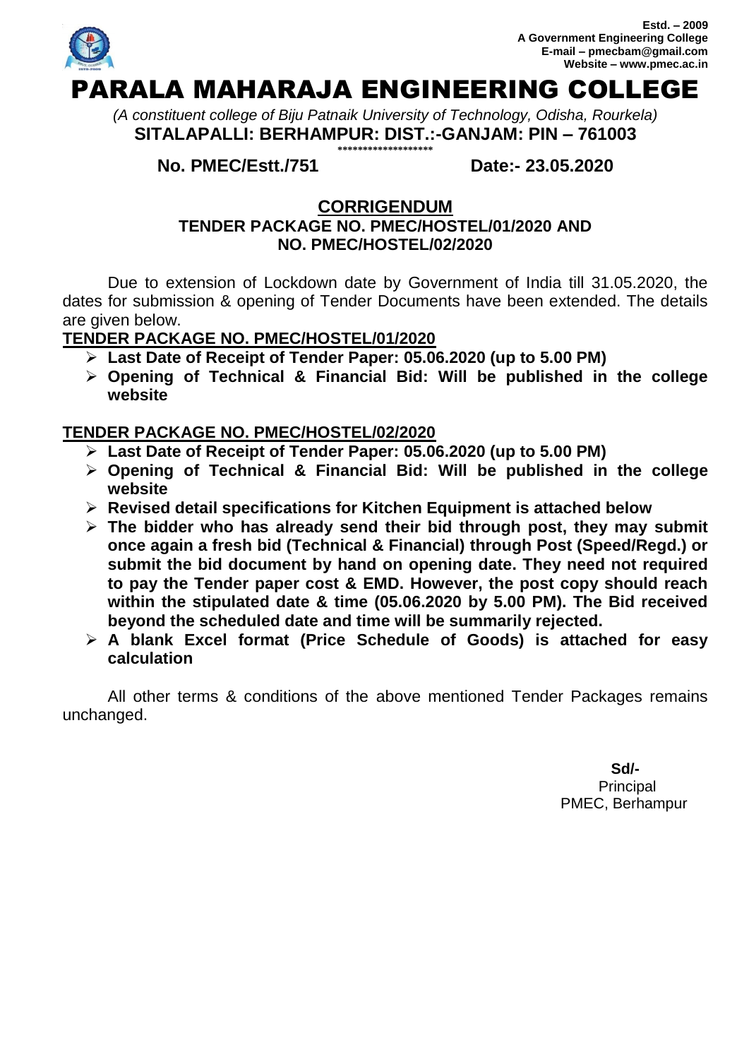Estd. – 2009
**A Government Engineering College**
**E-mail – pmecbam@gmail.com**
**Website – www.pmec.ac.in**

# PARALA MAHARAJA ENGINEERING COLLEGE

*(A constituent college of Biju Patnaik University of Technology, Odisha, Rourkela)*

**SITALAPALLI: BERHAMPUR: DIST.:-GANJAM: PIN – 761003**

*******************

**No. PMEC/Estt./751** **Date:- 23.05.2020**

## CORRIGENDUM

### TENDER PACKAGE NO. PMEC/HOSTEL/01/2020 AND NO. PMEC/HOSTEL/02/2020

Due to extension of Lockdown date by Government of India till 31.05.2020, the dates for submission & opening of Tender Documents have been extended. The details are given below.

**TENDER PACKAGE NO. PMEC/HOSTEL/01/2020**

- **Last Date of Receipt of Tender Paper: 05.06.2020 (up to 5.00 PM)**
- **Opening of Technical & Financial Bid: Will be published in the college website**

**TENDER PACKAGE NO. PMEC/HOSTEL/02/2020**

- **Last Date of Receipt of Tender Paper: 05.06.2020 (up to 5.00 PM)**
- **Opening of Technical & Financial Bid: Will be published in the college website**
- **Revised detail specifications for Kitchen Equipment is attached below**
- **The bidder who has already send their bid through post, they may submit once again a fresh bid (Technical & Financial) through Post (Speed/Regd.) or submit the bid document by hand on opening date. They need not required to pay the Tender paper cost & EMD. However, the post copy should reach within the stipulated date & time (05.06.2020 by 5.00 PM). The Bid received beyond the scheduled date and time will be summarily rejected.**
- **A blank Excel format (Price Schedule of Goods) is attached for easy calculation**

All other terms & conditions of the above mentioned Tender Packages remains unchanged.

**Sd/-**
Principal
PMEC, Berhampur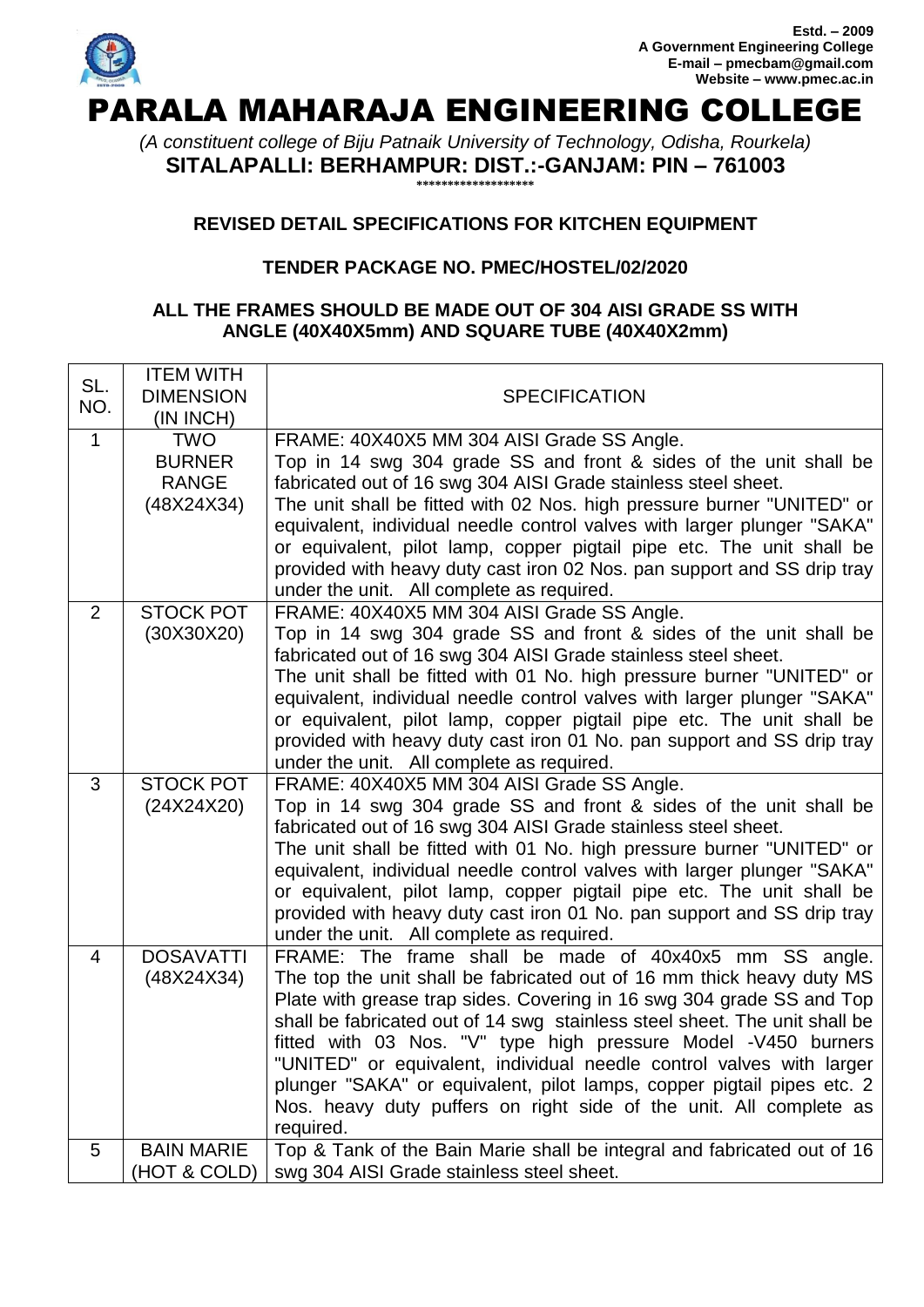Estd. – 2009
A Government Engineering College
E-mail – pmecbam@gmail.com
Website – www.pmec.ac.in

# PARALA MAHARAJA ENGINEERING COLLEGE

*(A constituent college of Biju Patnaik University of Technology, Odisha, Rourkela)*

**SITALAPALLI: BERHAMPUR: DIST.:-GANJAM: PIN – 761003**

\*\*\*\*\*\*\*\*\*\*\*\*\*\*\*\*\*\*\*

**REVISED DETAIL SPECIFICATIONS FOR KITCHEN EQUIPMENT**

**TENDER PACKAGE NO. PMEC/HOSTEL/02/2020**

**ALL THE FRAMES SHOULD BE MADE OUT OF 304 AISI GRADE SS WITH ANGLE (40X40X5mm) AND SQUARE TUBE (40X40X2mm)**

| SL. NO. | ITEM WITH DIMENSION (IN INCH) | SPECIFICATION |
|---|---|---|
| 1 | TWO BURNER RANGE (48X24X34) | FRAME: 40X40X5 MM 304 AISI Grade SS Angle.<br>Top in 14 swg 304 grade SS and front & sides of the unit shall be fabricated out of 16 swg 304 AISI Grade stainless steel sheet.<br>The unit shall be fitted with 02 Nos. high pressure burner "UNITED" or equivalent, individual needle control valves with larger plunger "SAKA" or equivalent, pilot lamp, copper pigtail pipe etc. The unit shall be provided with heavy duty cast iron 02 Nos. pan support and SS drip tray under the unit. All complete as required. |
| 2 | STOCK POT (30X30X20) | FRAME: 40X40X5 MM 304 AISI Grade SS Angle.<br>Top in 14 swg 304 grade SS and front & sides of the unit shall be fabricated out of 16 swg 304 AISI Grade stainless steel sheet.<br>The unit shall be fitted with 01 No. high pressure burner "UNITED" or equivalent, individual needle control valves with larger plunger "SAKA" or equivalent, pilot lamp, copper pigtail pipe etc. The unit shall be provided with heavy duty cast iron 01 No. pan support and SS drip tray under the unit. All complete as required. |
| 3 | STOCK POT (24X24X20) | FRAME: 40X40X5 MM 304 AISI Grade SS Angle.<br>Top in 14 swg 304 grade SS and front & sides of the unit shall be fabricated out of 16 swg 304 AISI Grade stainless steel sheet.<br>The unit shall be fitted with 01 No. high pressure burner "UNITED" or equivalent, individual needle control valves with larger plunger "SAKA" or equivalent, pilot lamp, copper pigtail pipe etc. The unit shall be provided with heavy duty cast iron 01 No. pan support and SS drip tray under the unit. All complete as required. |
| 4 | DOSAVATTI (48X24X34) | FRAME: The frame shall be made of 40x40x5 mm SS angle. The top the unit shall be fabricated out of 16 mm thick heavy duty MS Plate with grease trap sides. Covering in 16 swg 304 grade SS and Top shall be fabricated out of 14 swg stainless steel sheet. The unit shall be fitted with 03 Nos. "V" type high pressure Model -V450 burners "UNITED" or equivalent, individual needle control valves with larger plunger "SAKA" or equivalent, pilot lamps, copper pigtail pipes etc. 2 Nos. heavy duty puffers on right side of the unit. All complete as required. |
| 5 | BAIN MARIE (HOT & COLD) | Top & Tank of the Bain Marie shall be integral and fabricated out of 16 swg 304 AISI Grade stainless steel sheet. |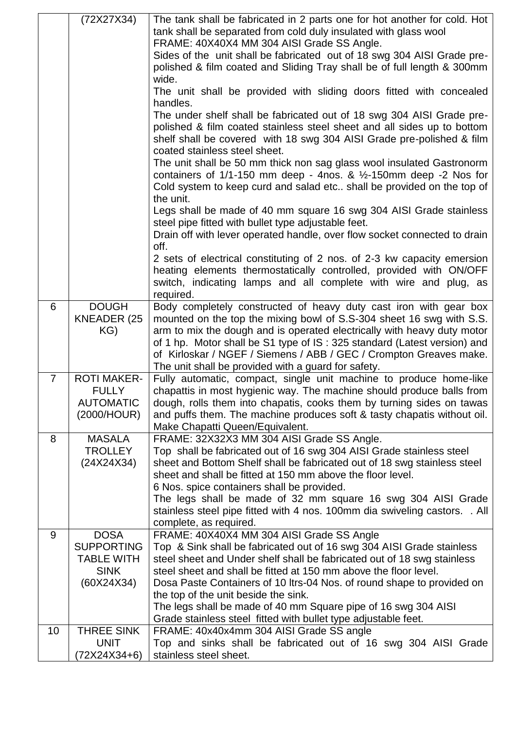| | (72X27X34) | The tank shall be fabricated in 2 parts one for hot another for cold. Hot tank shall be separated from cold duly insulated with glass wool<br>FRAME: 40X40X4 MM 304 AISI Grade SS Angle.<br>Sides of the unit shall be fabricated out of 18 swg 304 AISI Grade pre-polished & film coated and Sliding Tray shall be of full length & 300mm wide.<br>The unit shall be provided with sliding doors fitted with concealed handles.<br>The under shelf shall be fabricated out of 18 swg 304 AISI Grade pre-polished & film coated stainless steel sheet and all sides up to bottom shelf shall be covered with 18 swg 304 AISI Grade pre-polished & film coated stainless steel sheet.<br>The unit shall be 50 mm thick non sag glass wool insulated Gastronorm containers of 1/1-150 mm deep - 4nos. & ½-150mm deep -2 Nos for Cold system to keep curd and salad etc.. shall be provided on the top of the unit.<br>Legs shall be made of 40 mm square 16 swg 304 AISI Grade stainless steel pipe fitted with bullet type adjustable feet.<br>Drain off with lever operated handle, over flow socket connected to drain off.<br>2 sets of electrical constituting of 2 nos. of 2-3 kw capacity emersion heating elements thermostatically controlled, provided with ON/OFF switch, indicating lamps and all complete with wire and plug, as required. |
|---|---|---|
| 6 | DOUGH KNEADER (25 KG) | Body completely constructed of heavy duty cast iron with gear box mounted on the top the mixing bowl of S.S-304 sheet 16 swg with S.S. arm to mix the dough and is operated electrically with heavy duty motor of 1 hp. Motor shall be S1 type of IS : 325 standard (Latest version) and of Kirloskar / NGEF / Siemens / ABB / GEC / Crompton Greaves make. The unit shall be provided with a guard for safety. |
| 7 | ROTI MAKER-FULLY AUTOMATIC (2000/HOUR) | Fully automatic, compact, single unit machine to produce home-like chapattis in most hygienic way. The machine should produce balls from dough, rolls them into chapatis, cooks them by turning sides on tawas and puffs them. The machine produces soft & tasty chapatis without oil. Make Chapatti Queen/Equivalent. |
| 8 | MASALA TROLLEY (24X24X34) | FRAME: 32X32X3 MM 304 AISI Grade SS Angle.<br>Top shall be fabricated out of 16 swg 304 AISI Grade stainless steel sheet and Bottom Shelf shall be fabricated out of 18 swg stainless steel sheet and shall be fitted at 150 mm above the floor level.<br>6 Nos. spice containers shall be provided.<br>The legs shall be made of 32 mm square 16 swg 304 AISI Grade stainless steel pipe fitted with 4 nos. 100mm dia swiveling castors. . All complete, as required. |
| 9 | DOSA SUPPORTING TABLE WITH SINK (60X24X34) | FRAME: 40X40X4 MM 304 AISI Grade SS Angle<br>Top & Sink shall be fabricated out of 16 swg 304 AISI Grade stainless steel sheet and Under shelf shall be fabricated out of 18 swg stainless steel sheet and shall be fitted at 150 mm above the floor level.<br>Dosa Paste Containers of 10 ltrs-04 Nos. of round shape to provided on the top of the unit beside the sink.<br>The legs shall be made of 40 mm Square pipe of 16 swg 304 AISI Grade stainless steel fitted with bullet type adjustable feet. |
| 10 | THREE SINK UNIT (72X24X34+6) | FRAME: 40x40x4mm 304 AISI Grade SS angle<br>Top and sinks shall be fabricated out of 16 swg 304 AISI Grade stainless steel sheet. |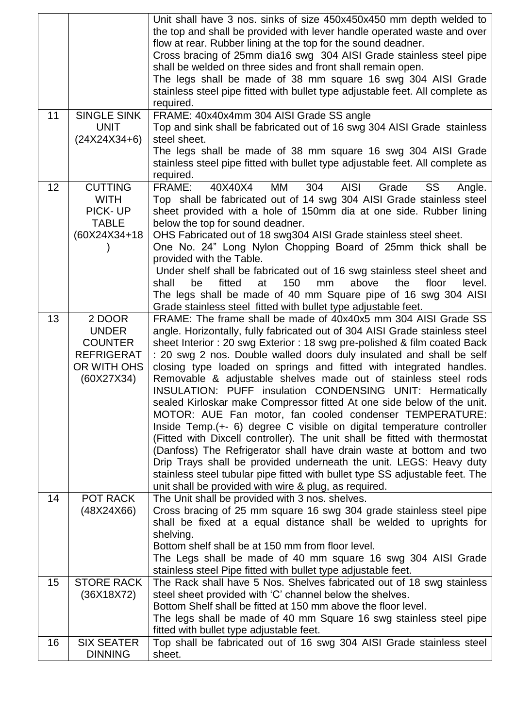| | | |
|---|---|---|
| | | Unit shall have 3 nos. sinks of size 450x450x450 mm depth welded to the top and shall be provided with lever handle operated waste and over flow at rear. Rubber lining at the top for the sound deadner.<br>Cross bracing of 25mm dia16 swg 304 AISI Grade stainless steel pipe shall be welded on three sides and front shall remain open.<br>The legs shall be made of 38 mm square 16 swg 304 AISI Grade stainless steel pipe fitted with bullet type adjustable feet. All complete as required. |
| 11 | SINGLE SINK UNIT (24X24X34+6) | FRAME: 40x40x4mm 304 AISI Grade SS angle<br>Top and sink shall be fabricated out of 16 swg 304 AISI Grade stainless steel sheet.<br>The legs shall be made of 38 mm square 16 swg 304 AISI Grade stainless steel pipe fitted with bullet type adjustable feet. All complete as required. |
| 12 | CUTTING WITH PICK- UP TABLE (60X24X34+18) | FRAME: 40X40X4 MM 304 AISI Grade SS Angle.<br>Top shall be fabricated out of 14 swg 304 AISI Grade stainless steel sheet provided with a hole of 150mm dia at one side. Rubber lining below the top for sound deadner.<br>OHS Fabricated out of 18 swg304 AISI Grade stainless steel sheet.<br>One No. 24" Long Nylon Chopping Board of 25mm thick shall be provided with the Table.<br>Under shelf shall be fabricated out of 16 swg stainless steel sheet and shall be fitted at 150 mm above the floor level.<br>The legs shall be made of 40 mm Square pipe of 16 swg 304 AISI Grade stainless steel fitted with bullet type adjustable feet. |
| 13 | 2 DOOR UNDER COUNTER REFRIGERATOR WITH OHS (60X27X34) | FRAME: The frame shall be made of 40x40x5 mm 304 AISI Grade SS angle. Horizontally, fully fabricated out of 304 AISI Grade stainless steel sheet Interior : 20 swg Exterior : 18 swg pre-polished & film coated Back : 20 swg 2 nos. Double walled doors duly insulated and shall be self closing type loaded on springs and fitted with integrated handles. Removable & adjustable shelves made out of stainless steel rods INSULATION: PUFF insulation CONDENSING UNIT: Hermatically sealed Kirloskar make Compressor fitted At one side below of the unit. MOTOR: AUE Fan motor, fan cooled condenser TEMPERATURE: Inside Temp.(+- 6) degree C visible on digital temperature controller (Fitted with Dixcell controller). The unit shall be fitted with thermostat (Danfoss) The Refrigerator shall have drain waste at bottom and two Drip Trays shall be provided underneath the unit. LEGS: Heavy duty stainless steel tubular pipe fitted with bullet type SS adjustable feet. The unit shall be provided with wire & plug, as required. |
| 14 | POT RACK (48X24X66) | The Unit shall be provided with 3 nos. shelves.<br>Cross bracing of 25 mm square 16 swg 304 grade stainless steel pipe shall be fixed at a equal distance shall be welded to uprights for shelving.<br>Bottom shelf shall be at 150 mm from floor level.<br>The Legs shall be made of 40 mm square 16 swg 304 AISI Grade stainless steel Pipe fitted with bullet type adjustable feet. |
| 15 | STORE RACK (36X18X72) | The Rack shall have 5 Nos. Shelves fabricated out of 18 swg stainless steel sheet provided with 'C' channel below the shelves.<br>Bottom Shelf shall be fitted at 150 mm above the floor level.<br>The legs shall be made of 40 mm Square 16 swg stainless steel pipe fitted with bullet type adjustable feet. |
| 16 | SIX SEATER DINNING | Top shall be fabricated out of 16 swg 304 AISI Grade stainless steel sheet. |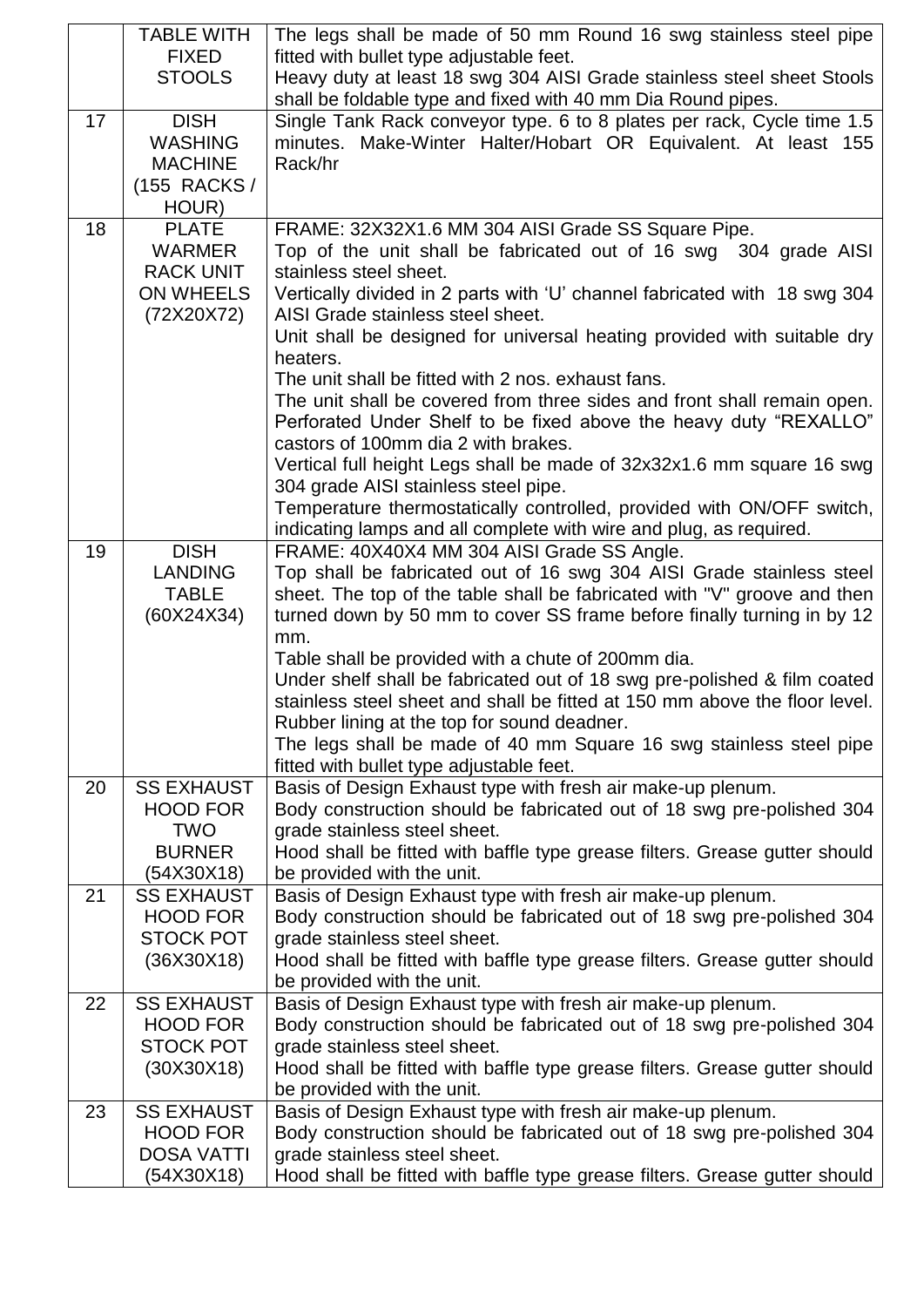| | | |
|---|---|---|
| | TABLE WITH FIXED STOOLS | The legs shall be made of 50 mm Round 16 swg stainless steel pipe fitted with bullet type adjustable feet.<br>Heavy duty at least 18 swg 304 AISI Grade stainless steel sheet Stools shall be foldable type and fixed with 40 mm Dia Round pipes. |
| 17 | DISH WASHING MACHINE (155 RACKS / HOUR) | Single Tank Rack conveyor type. 6 to 8 plates per rack, Cycle time 1.5 minutes. Make-Winter Halter/Hobart OR Equivalent. At least 155 Rack/hr |
| 18 | PLATE WARMER RACK UNIT ON WHEELS (72X20X72) | FRAME: 32X32X1.6 MM 304 AISI Grade SS Square Pipe.<br>Top of the unit shall be fabricated out of 16 swg 304 grade AISI stainless steel sheet.<br>Vertically divided in 2 parts with 'U' channel fabricated with 18 swg 304 AISI Grade stainless steel sheet.<br>Unit shall be designed for universal heating provided with suitable dry heaters.<br>The unit shall be fitted with 2 nos. exhaust fans.<br>The unit shall be covered from three sides and front shall remain open. Perforated Under Shelf to be fixed above the heavy duty "REXALLO" castors of 100mm dia 2 with brakes.<br>Vertical full height Legs shall be made of 32x32x1.6 mm square 16 swg 304 grade AISI stainless steel pipe.<br>Temperature thermostatically controlled, provided with ON/OFF switch, indicating lamps and all complete with wire and plug, as required. |
| 19 | DISH LANDING TABLE (60X24X34) | FRAME: 40X40X4 MM 304 AISI Grade SS Angle.<br>Top shall be fabricated out of 16 swg 304 AISI Grade stainless steel sheet. The top of the table shall be fabricated with "V" groove and then turned down by 50 mm to cover SS frame before finally turning in by 12 mm.<br>Table shall be provided with a chute of 200mm dia.<br>Under shelf shall be fabricated out of 18 swg pre-polished & film coated stainless steel sheet and shall be fitted at 150 mm above the floor level.<br>Rubber lining at the top for sound deadner.<br>The legs shall be made of 40 mm Square 16 swg stainless steel pipe fitted with bullet type adjustable feet. |
| 20 | SS EXHAUST HOOD FOR TWO BURNER (54X30X18) | Basis of Design Exhaust type with fresh air make-up plenum.<br>Body construction should be fabricated out of 18 swg pre-polished 304 grade stainless steel sheet.<br>Hood shall be fitted with baffle type grease filters. Grease gutter should be provided with the unit. |
| 21 | SS EXHAUST HOOD FOR STOCK POT (36X30X18) | Basis of Design Exhaust type with fresh air make-up plenum.<br>Body construction should be fabricated out of 18 swg pre-polished 304 grade stainless steel sheet.<br>Hood shall be fitted with baffle type grease filters. Grease gutter should be provided with the unit. |
| 22 | SS EXHAUST HOOD FOR STOCK POT (30X30X18) | Basis of Design Exhaust type with fresh air make-up plenum.<br>Body construction should be fabricated out of 18 swg pre-polished 304 grade stainless steel sheet.<br>Hood shall be fitted with baffle type grease filters. Grease gutter should be provided with the unit. |
| 23 | SS EXHAUST HOOD FOR DOSA VATTI (54X30X18) | Basis of Design Exhaust type with fresh air make-up plenum.<br>Body construction should be fabricated out of 18 swg pre-polished 304 grade stainless steel sheet.<br>Hood shall be fitted with baffle type grease filters. Grease gutter should |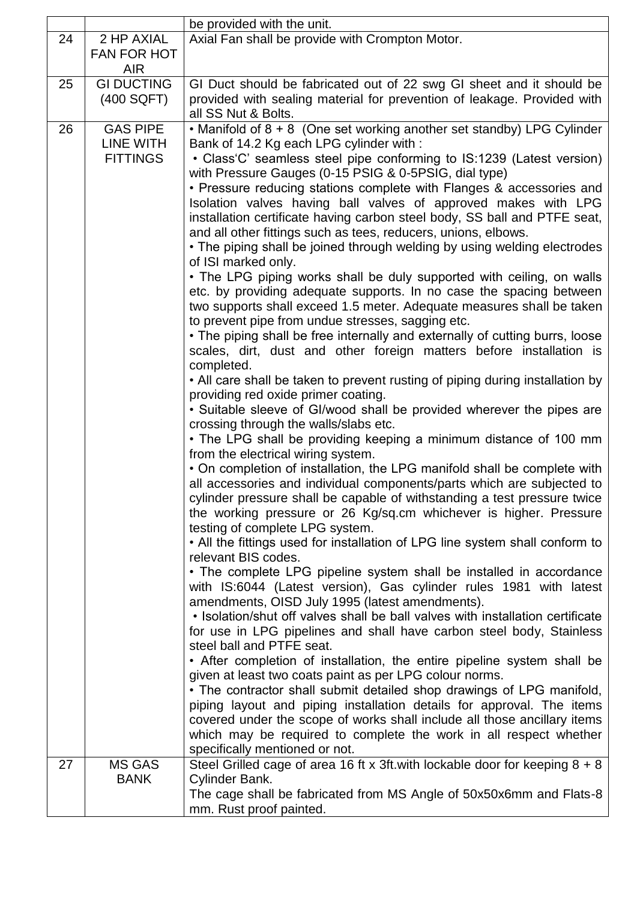| | | |
|---|---|---|
| | | be provided with the unit. |
| 24 | 2 HP AXIAL FAN FOR HOT AIR | Axial Fan shall be provide with Crompton Motor. |
| 25 | GI DUCTING (400 SQFT) | GI Duct should be fabricated out of 22 swg GI sheet and it should be provided with sealing material for prevention of leakage. Provided with all SS Nut & Bolts. |
| 26 | GAS PIPE LINE WITH FITTINGS | • Manifold of 8 + 8 (One set working another set standby) LPG Cylinder Bank of 14.2 Kg each LPG cylinder with :<br>• Class'C' seamless steel pipe conforming to IS:1239 (Latest version) with Pressure Gauges (0-15 PSIG & 0-5PSIG, dial type)<br>• Pressure reducing stations complete with Flanges & accessories and Isolation valves having ball valves of approved makes with LPG installation certificate having carbon steel body, SS ball and PTFE seat, and all other fittings such as tees, reducers, unions, elbows.<br>• The piping shall be joined through welding by using welding electrodes of ISI marked only.<br>• The LPG piping works shall be duly supported with ceiling, on walls etc. by providing adequate supports. In no case the spacing between two supports shall exceed 1.5 meter. Adequate measures shall be taken to prevent pipe from undue stresses, sagging etc.<br>• The piping shall be free internally and externally of cutting burrs, loose scales, dirt, dust and other foreign matters before installation is completed.<br>• All care shall be taken to prevent rusting of piping during installation by providing red oxide primer coating.<br>• Suitable sleeve of GI/wood shall be provided wherever the pipes are crossing through the walls/slabs etc.<br>• The LPG shall be providing keeping a minimum distance of 100 mm from the electrical wiring system.<br>• On completion of installation, the LPG manifold shall be complete with all accessories and individual components/parts which are subjected to cylinder pressure shall be capable of withstanding a test pressure twice the working pressure or 26 Kg/sq.cm whichever is higher. Pressure testing of complete LPG system.<br>• All the fittings used for installation of LPG line system shall conform to relevant BIS codes.<br>• The complete LPG pipeline system shall be installed in accordance with IS:6044 (Latest version), Gas cylinder rules 1981 with latest amendments, OISD July 1995 (latest amendments).<br>• Isolation/shut off valves shall be ball valves with installation certificate for use in LPG pipelines and shall have carbon steel body, Stainless steel ball and PTFE seat.<br>• After completion of installation, the entire pipeline system shall be given at least two coats paint as per LPG colour norms.<br>• The contractor shall submit detailed shop drawings of LPG manifold, piping layout and piping installation details for approval. The items covered under the scope of works shall include all those ancillary items which may be required to complete the work in all respect whether specifically mentioned or not. |
| 27 | MS GAS BANK | Steel Grilled cage of area 16 ft x 3ft.with lockable door for keeping 8 + 8 Cylinder Bank.<br>The cage shall be fabricated from MS Angle of 50x50x6mm and Flats-8 mm. Rust proof painted. |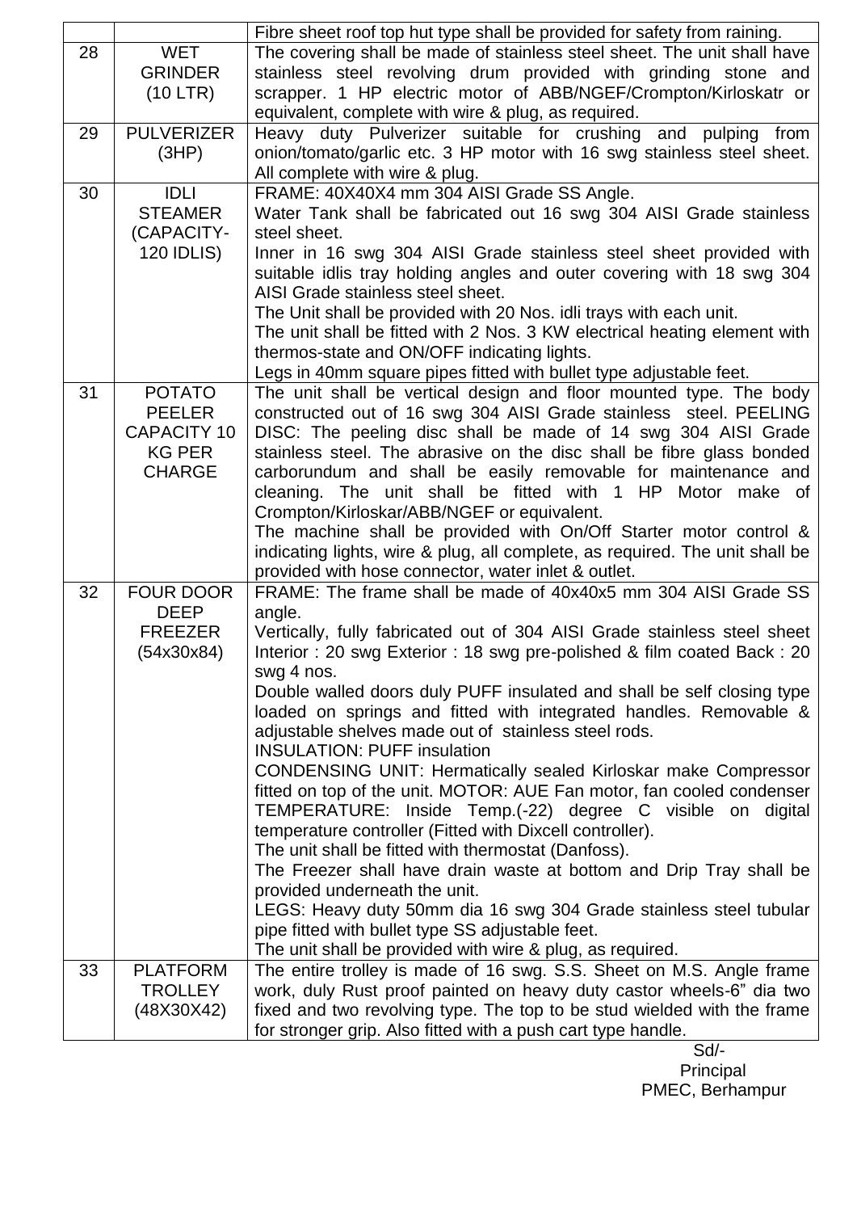| | | |
|---|---|---|
| | | Fibre sheet roof top hut type shall be provided for safety from raining. |
| 28 | WET GRINDER (10 LTR) | The covering shall be made of stainless steel sheet. The unit shall have stainless steel revolving drum provided with grinding stone and scrapper. 1 HP electric motor of ABB/NGEF/Crompton/Kirloskatr or equivalent, complete with wire & plug, as required. |
| 29 | PULVERIZER (3HP) | Heavy duty Pulverizer suitable for crushing and pulping from onion/tomato/garlic etc. 3 HP motor with 16 swg stainless steel sheet. All complete with wire & plug. |
| 30 | IDLI STEAMER (CAPACITY- 120 IDLIS) | FRAME: 40X40X4 mm 304 AISI Grade SS Angle.<br>Water Tank shall be fabricated out 16 swg 304 AISI Grade stainless steel sheet.<br>Inner in 16 swg 304 AISI Grade stainless steel sheet provided with suitable idlis tray holding angles and outer covering with 18 swg 304 AISI Grade stainless steel sheet.<br>The Unit shall be provided with 20 Nos. idli trays with each unit.<br>The unit shall be fitted with 2 Nos. 3 KW electrical heating element with thermos-state and ON/OFF indicating lights.<br>Legs in 40mm square pipes fitted with bullet type adjustable feet. |
| 31 | POTATO PEELER CAPACITY 10 KG PER CHARGE | The unit shall be vertical design and floor mounted type. The body constructed out of 16 swg 304 AISI Grade stainless steel. PEELING DISC: The peeling disc shall be made of 14 swg 304 AISI Grade stainless steel. The abrasive on the disc shall be fibre glass bonded carborundum and shall be easily removable for maintenance and cleaning. The unit shall be fitted with 1 HP Motor make of Crompton/Kirloskar/ABB/NGEF or equivalent.<br>The machine shall be provided with On/Off Starter motor control & indicating lights, wire & plug, all complete, as required. The unit shall be provided with hose connector, water inlet & outlet. |
| 32 | FOUR DOOR DEEP FREEZER (54x30x84) | FRAME: The frame shall be made of 40x40x5 mm 304 AISI Grade SS angle.<br>Vertically, fully fabricated out of 304 AISI Grade stainless steel sheet Interior : 20 swg Exterior : 18 swg pre-polished & film coated Back : 20 swg 4 nos.<br>Double walled doors duly PUFF insulated and shall be self closing type loaded on springs and fitted with integrated handles. Removable & adjustable shelves made out of stainless steel rods.<br>INSULATION: PUFF insulation<br>CONDENSING UNIT: Hermatically sealed Kirloskar make Compressor fitted on top of the unit. MOTOR: AUE Fan motor, fan cooled condenser TEMPERATURE: Inside Temp.(-22) degree C visible on digital temperature controller (Fitted with Dixcell controller).<br>The unit shall be fitted with thermostat (Danfoss).<br>The Freezer shall have drain waste at bottom and Drip Tray shall be provided underneath the unit.<br>LEGS: Heavy duty 50mm dia 16 swg 304 Grade stainless steel tubular pipe fitted with bullet type SS adjustable feet.<br>The unit shall be provided with wire & plug, as required. |
| 33 | PLATFORM TROLLEY (48X30X42) | The entire trolley is made of 16 swg. S.S. Sheet on M.S. Angle frame work, duly Rust proof painted on heavy duty castor wheels-6" dia two fixed and two revolving type. The top to be stud wielded with the frame for stronger grip. Also fitted with a push cart type handle. |

Sd/-
Principal
PMEC, Berhampur